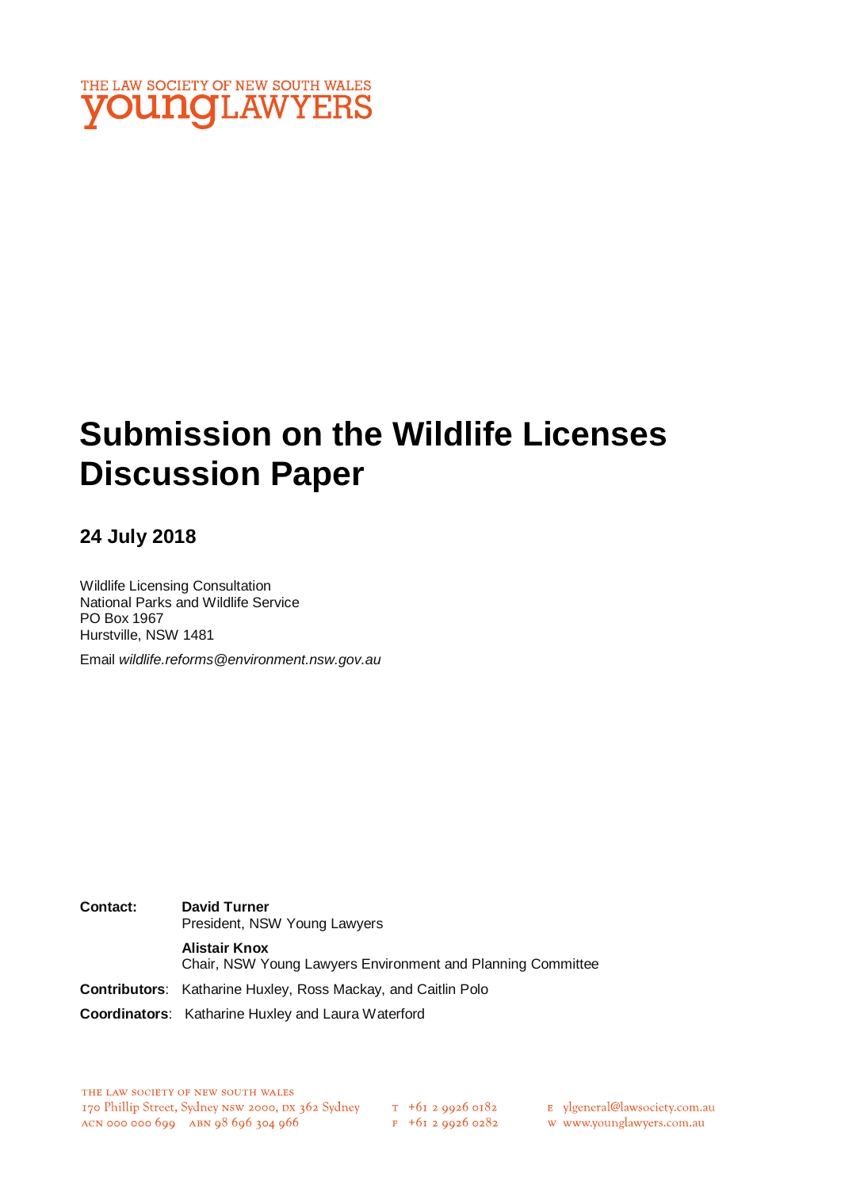THE LAW SOCIETY OF NEW SOUTH WALES
youngLAWYERS

# Submission on the Wildlife Licenses Discussion Paper

## 24 July 2018

Wildlife Licensing Consultation
National Parks and Wildlife Service
PO Box 1967
Hurstville, NSW 1481

Email *wildlife.reforms@environment.nsw.gov.au*

**Contact:** **David Turner**
President, NSW Young Lawyers

**Alistair Knox**
Chair, NSW Young Lawyers Environment and Planning Committee

**Contributors**: Katharine Huxley, Ross Mackay, and Caitlin Polo

**Coordinators**: Katharine Huxley and Laura Waterford

THE LAW SOCIETY OF NEW SOUTH WALES
170 Phillip Street, Sydney NSW 2000, DX 362 Sydney
ACN 000 000 699 ABN 98 696 304 966

T +61 2 9926 0182
F +61 2 9926 0282

E ylgeneral@lawsociety.com.au
W www.younglawyers.com.au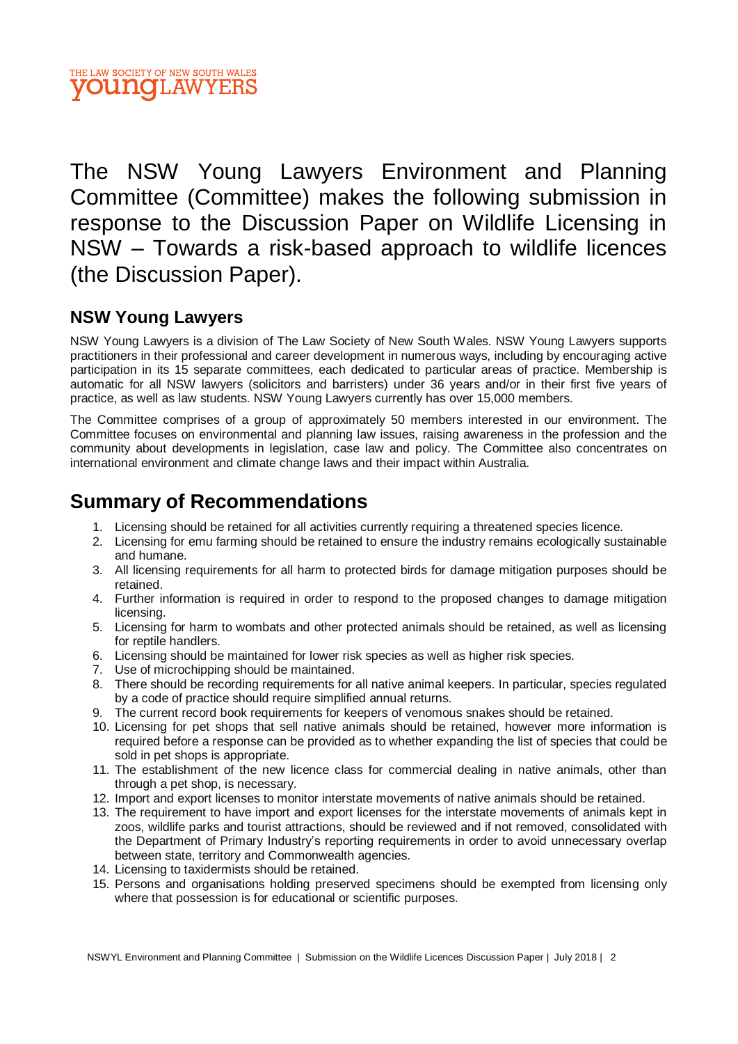The NSW Young Lawyers Environment and Planning Committee (Committee) makes the following submission in response to the Discussion Paper on Wildlife Licensing in NSW – Towards a risk-based approach to wildlife licences (the Discussion Paper).

### NSW Young Lawyers

NSW Young Lawyers is a division of The Law Society of New South Wales. NSW Young Lawyers supports practitioners in their professional and career development in numerous ways, including by encouraging active participation in its 15 separate committees, each dedicated to particular areas of practice. Membership is automatic for all NSW lawyers (solicitors and barristers) under 36 years and/or in their first five years of practice, as well as law students. NSW Young Lawyers currently has over 15,000 members.

The Committee comprises of a group of approximately 50 members interested in our environment. The Committee focuses on environmental and planning law issues, raising awareness in the profession and the community about developments in legislation, case law and policy. The Committee also concentrates on international environment and climate change laws and their impact within Australia.

## Summary of Recommendations

1. Licensing should be retained for all activities currently requiring a threatened species licence.
2. Licensing for emu farming should be retained to ensure the industry remains ecologically sustainable and humane.
3. All licensing requirements for all harm to protected birds for damage mitigation purposes should be retained.
4. Further information is required in order to respond to the proposed changes to damage mitigation licensing.
5. Licensing for harm to wombats and other protected animals should be retained, as well as licensing for reptile handlers.
6. Licensing should be maintained for lower risk species as well as higher risk species.
7. Use of microchipping should be maintained.
8. There should be recording requirements for all native animal keepers. In particular, species regulated by a code of practice should require simplified annual returns.
9. The current record book requirements for keepers of venomous snakes should be retained.
10. Licensing for pet shops that sell native animals should be retained, however more information is required before a response can be provided as to whether expanding the list of species that could be sold in pet shops is appropriate.
11. The establishment of the new licence class for commercial dealing in native animals, other than through a pet shop, is necessary.
12. Import and export licenses to monitor interstate movements of native animals should be retained.
13. The requirement to have import and export licenses for the interstate movements of animals kept in zoos, wildlife parks and tourist attractions, should be reviewed and if not removed, consolidated with the Department of Primary Industry's reporting requirements in order to avoid unnecessary overlap between state, territory and Commonwealth agencies.
14. Licensing to taxidermists should be retained.
15. Persons and organisations holding preserved specimens should be exempted from licensing only where that possession is for educational or scientific purposes.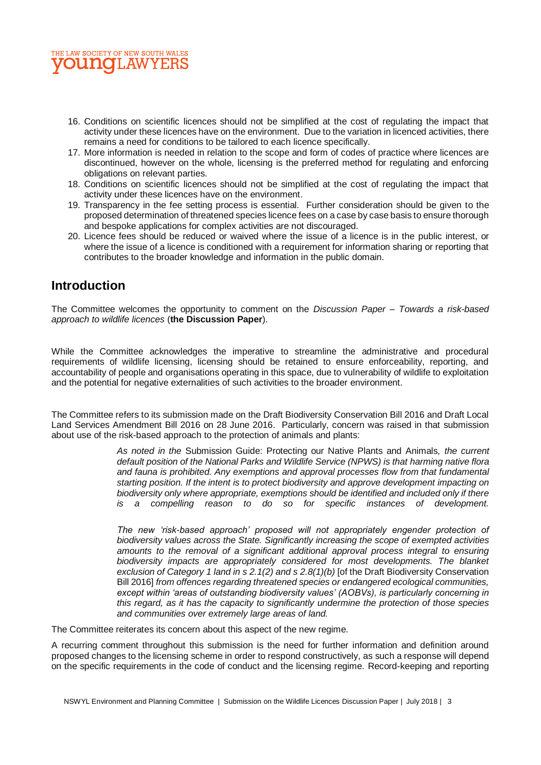16. Conditions on scientific licences should not be simplified at the cost of regulating the impact that activity under these licences have on the environment. Due to the variation in licenced activities, there remains a need for conditions to be tailored to each licence specifically.
17. More information is needed in relation to the scope and form of codes of practice where licences are discontinued, however on the whole, licensing is the preferred method for regulating and enforcing obligations on relevant parties.
18. Conditions on scientific licences should not be simplified at the cost of regulating the impact that activity under these licences have on the environment.
19. Transparency in the fee setting process is essential. Further consideration should be given to the proposed determination of threatened species licence fees on a case by case basis to ensure thorough and bespoke applications for complex activities are not discouraged.
20. Licence fees should be reduced or waived where the issue of a licence is in the public interest, or where the issue of a licence is conditioned with a requirement for information sharing or reporting that contributes to the broader knowledge and information in the public domain.

## Introduction

The Committee welcomes the opportunity to comment on the *Discussion Paper – Towards a risk-based approach to wildlife licences* (**the Discussion Paper**).

While the Committee acknowledges the imperative to streamline the administrative and procedural requirements of wildlife licensing, licensing should be retained to ensure enforceability, reporting, and accountability of people and organisations operating in this space, due to vulnerability of wildlife to exploitation and the potential for negative externalities of such activities to the broader environment.

The Committee refers to its submission made on the Draft Biodiversity Conservation Bill 2016 and Draft Local Land Services Amendment Bill 2016 on 28 June 2016. Particularly, concern was raised in that submission about use of the risk-based approach to the protection of animals and plants:

> *As noted in the* Submission Guide: Protecting our Native Plants and Animals*, the current default position of the National Parks and Wildlife Service (NPWS) is that harming native flora and fauna is prohibited. Any exemptions and approval processes flow from that fundamental starting position. If the intent is to protect biodiversity and approve development impacting on biodiversity only where appropriate, exemptions should be identified and included only if there is a compelling reason to do so for specific instances of development.*
>
> *The new 'risk-based approach' proposed will not appropriately engender protection of biodiversity values across the State. Significantly increasing the scope of exempted activities amounts to the removal of a significant additional approval process integral to ensuring biodiversity impacts are appropriately considered for most developments. The blanket exclusion of Category 1 land in s 2.1(2) and s 2.8(1)(b)* [of the Draft Biodiversity Conservation Bill 2016] *from offences regarding threatened species or endangered ecological communities, except within 'areas of outstanding biodiversity values' (AOBVs), is particularly concerning in this regard, as it has the capacity to significantly undermine the protection of those species and communities over extremely large areas of land.*

The Committee reiterates its concern about this aspect of the new regime.

A recurring comment throughout this submission is the need for further information and definition around proposed changes to the licensing scheme in order to respond constructively, as such a response will depend on the specific requirements in the code of conduct and the licensing regime. Record-keeping and reporting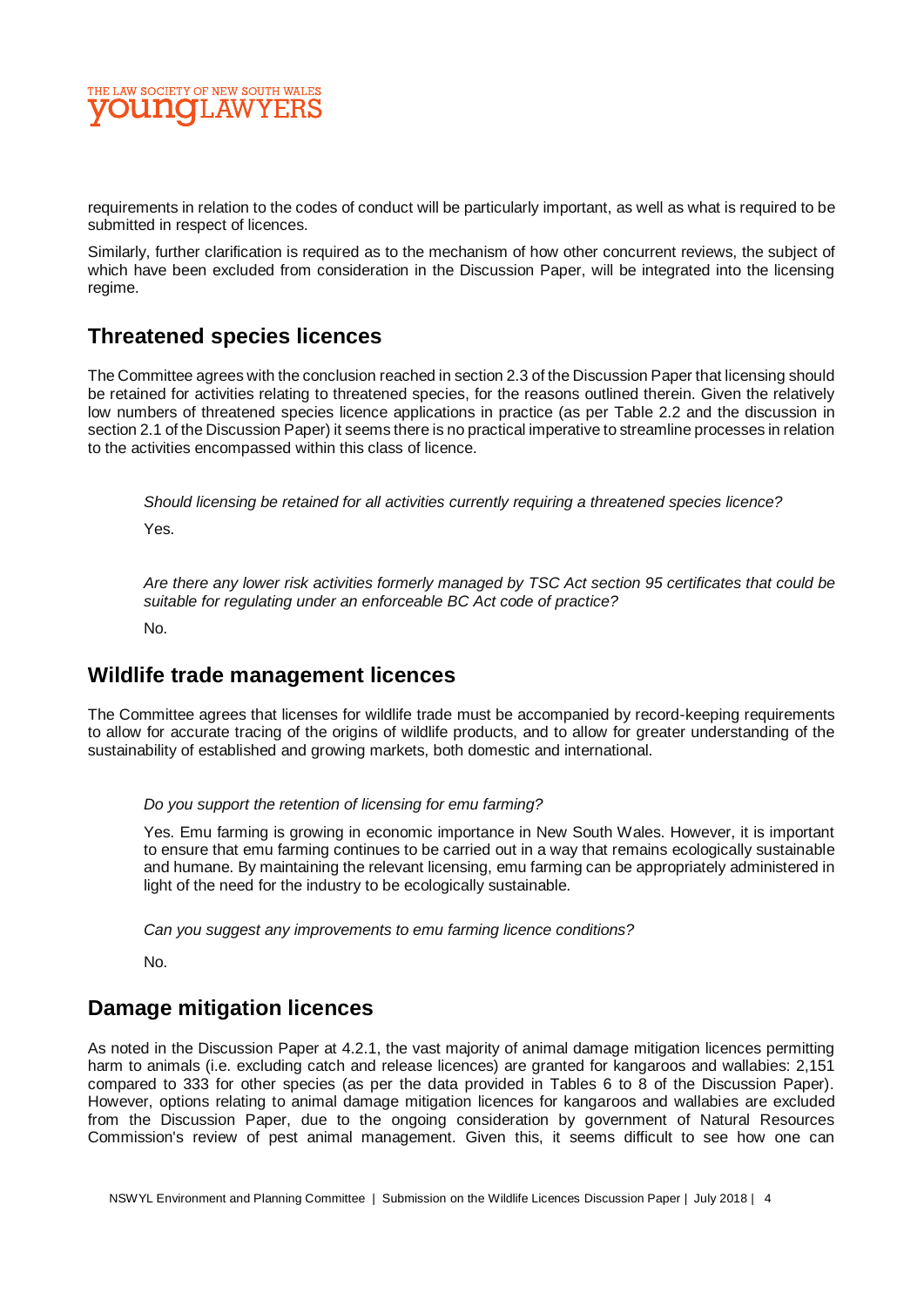requirements in relation to the codes of conduct will be particularly important, as well as what is required to be submitted in respect of licences.

Similarly, further clarification is required as to the mechanism of how other concurrent reviews, the subject of which have been excluded from consideration in the Discussion Paper, will be integrated into the licensing regime.

## Threatened species licences

The Committee agrees with the conclusion reached in section 2.3 of the Discussion Paper that licensing should be retained for activities relating to threatened species, for the reasons outlined therein. Given the relatively low numbers of threatened species licence applications in practice (as per Table 2.2 and the discussion in section 2.1 of the Discussion Paper) it seems there is no practical imperative to streamline processes in relation to the activities encompassed within this class of licence.

> *Should licensing be retained for all activities currently requiring a threatened species licence?*
>
> Yes.

> *Are there any lower risk activities formerly managed by TSC Act section 95 certificates that could be suitable for regulating under an enforceable BC Act code of practice?*
>
> No.

## Wildlife trade management licences

The Committee agrees that licenses for wildlife trade must be accompanied by record-keeping requirements to allow for accurate tracing of the origins of wildlife products, and to allow for greater understanding of the sustainability of established and growing markets, both domestic and international.

> *Do you support the retention of licensing for emu farming?*
>
> Yes. Emu farming is growing in economic importance in New South Wales. However, it is important to ensure that emu farming continues to be carried out in a way that remains ecologically sustainable and humane. By maintaining the relevant licensing, emu farming can be appropriately administered in light of the need for the industry to be ecologically sustainable.

> *Can you suggest any improvements to emu farming licence conditions?*
>
> No.

## Damage mitigation licences

As noted in the Discussion Paper at 4.2.1, the vast majority of animal damage mitigation licences permitting harm to animals (i.e. excluding catch and release licences) are granted for kangaroos and wallabies: 2,151 compared to 333 for other species (as per the data provided in Tables 6 to 8 of the Discussion Paper). However, options relating to animal damage mitigation licences for kangaroos and wallabies are excluded from the Discussion Paper, due to the ongoing consideration by government of Natural Resources Commission's review of pest animal management. Given this, it seems difficult to see how one can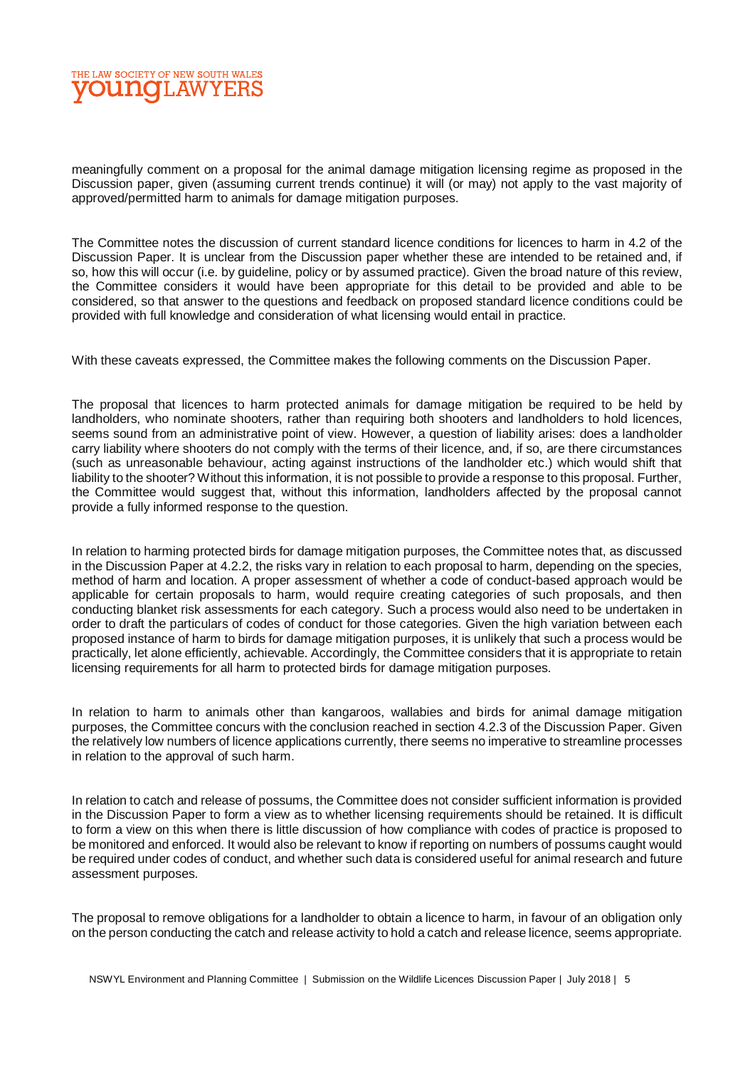meaningfully comment on a proposal for the animal damage mitigation licensing regime as proposed in the Discussion paper, given (assuming current trends continue) it will (or may) not apply to the vast majority of approved/permitted harm to animals for damage mitigation purposes.

The Committee notes the discussion of current standard licence conditions for licences to harm in 4.2 of the Discussion Paper. It is unclear from the Discussion paper whether these are intended to be retained and, if so, how this will occur (i.e. by guideline, policy or by assumed practice). Given the broad nature of this review, the Committee considers it would have been appropriate for this detail to be provided and able to be considered, so that answer to the questions and feedback on proposed standard licence conditions could be provided with full knowledge and consideration of what licensing would entail in practice.

With these caveats expressed, the Committee makes the following comments on the Discussion Paper.

The proposal that licences to harm protected animals for damage mitigation be required to be held by landholders, who nominate shooters, rather than requiring both shooters and landholders to hold licences, seems sound from an administrative point of view. However, a question of liability arises: does a landholder carry liability where shooters do not comply with the terms of their licence, and, if so, are there circumstances (such as unreasonable behaviour, acting against instructions of the landholder etc.) which would shift that liability to the shooter? Without this information, it is not possible to provide a response to this proposal. Further, the Committee would suggest that, without this information, landholders affected by the proposal cannot provide a fully informed response to the question.

In relation to harming protected birds for damage mitigation purposes, the Committee notes that, as discussed in the Discussion Paper at 4.2.2, the risks vary in relation to each proposal to harm, depending on the species, method of harm and location. A proper assessment of whether a code of conduct-based approach would be applicable for certain proposals to harm, would require creating categories of such proposals, and then conducting blanket risk assessments for each category. Such a process would also need to be undertaken in order to draft the particulars of codes of conduct for those categories. Given the high variation between each proposed instance of harm to birds for damage mitigation purposes, it is unlikely that such a process would be practically, let alone efficiently, achievable. Accordingly, the Committee considers that it is appropriate to retain licensing requirements for all harm to protected birds for damage mitigation purposes.

In relation to harm to animals other than kangaroos, wallabies and birds for animal damage mitigation purposes, the Committee concurs with the conclusion reached in section 4.2.3 of the Discussion Paper. Given the relatively low numbers of licence applications currently, there seems no imperative to streamline processes in relation to the approval of such harm.

In relation to catch and release of possums, the Committee does not consider sufficient information is provided in the Discussion Paper to form a view as to whether licensing requirements should be retained. It is difficult to form a view on this when there is little discussion of how compliance with codes of practice is proposed to be monitored and enforced. It would also be relevant to know if reporting on numbers of possums caught would be required under codes of conduct, and whether such data is considered useful for animal research and future assessment purposes.

The proposal to remove obligations for a landholder to obtain a licence to harm, in favour of an obligation only on the person conducting the catch and release activity to hold a catch and release licence, seems appropriate.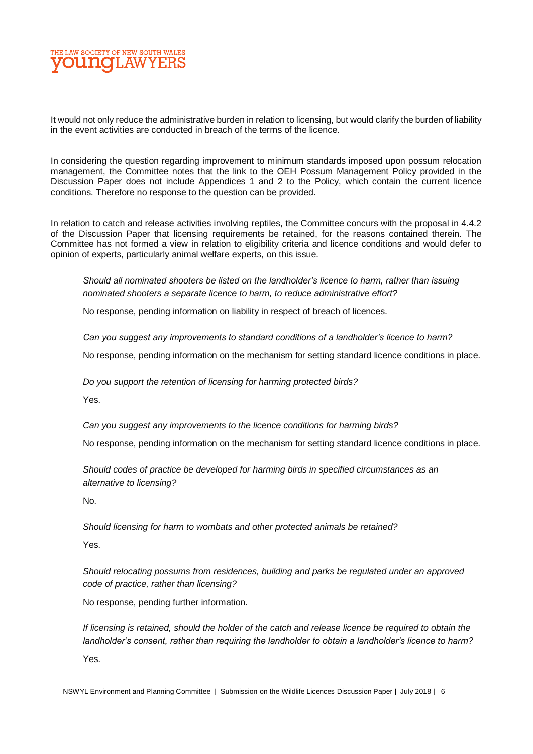It would not only reduce the administrative burden in relation to licensing, but would clarify the burden of liability in the event activities are conducted in breach of the terms of the licence.

In considering the question regarding improvement to minimum standards imposed upon possum relocation management, the Committee notes that the link to the OEH Possum Management Policy provided in the Discussion Paper does not include Appendices 1 and 2 to the Policy, which contain the current licence conditions. Therefore no response to the question can be provided.

In relation to catch and release activities involving reptiles, the Committee concurs with the proposal in 4.4.2 of the Discussion Paper that licensing requirements be retained, for the reasons contained therein. The Committee has not formed a view in relation to eligibility criteria and licence conditions and would defer to opinion of experts, particularly animal welfare experts, on this issue.

> *Should all nominated shooters be listed on the landholder's licence to harm, rather than issuing nominated shooters a separate licence to harm, to reduce administrative effort?*
>
> No response, pending information on liability in respect of breach of licences.
>
> *Can you suggest any improvements to standard conditions of a landholder's licence to harm?*
>
> No response, pending information on the mechanism for setting standard licence conditions in place.
>
> *Do you support the retention of licensing for harming protected birds?*
>
> Yes.
>
> *Can you suggest any improvements to the licence conditions for harming birds?*
>
> No response, pending information on the mechanism for setting standard licence conditions in place.
>
> *Should codes of practice be developed for harming birds in specified circumstances as an alternative to licensing?*
>
> No.
>
> *Should licensing for harm to wombats and other protected animals be retained?*
>
> Yes.
>
> *Should relocating possums from residences, building and parks be regulated under an approved code of practice, rather than licensing?*
>
> No response, pending further information.
>
> *If licensing is retained, should the holder of the catch and release licence be required to obtain the landholder's consent, rather than requiring the landholder to obtain a landholder's licence to harm?*
>
> Yes.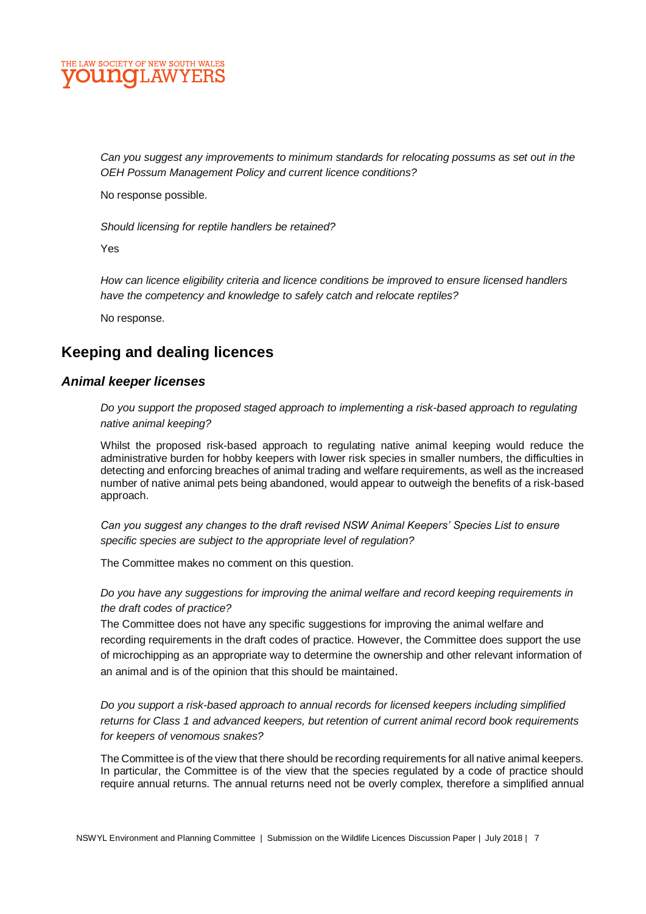*Can you suggest any improvements to minimum standards for relocating possums as set out in the OEH Possum Management Policy and current licence conditions?*

No response possible.

*Should licensing for reptile handlers be retained?*

Yes

*How can licence eligibility criteria and licence conditions be improved to ensure licensed handlers have the competency and knowledge to safely catch and relocate reptiles?*

No response.

## Keeping and dealing licences

### *Animal keeper licenses*

*Do you support the proposed staged approach to implementing a risk-based approach to regulating native animal keeping?*

Whilst the proposed risk-based approach to regulating native animal keeping would reduce the administrative burden for hobby keepers with lower risk species in smaller numbers, the difficulties in detecting and enforcing breaches of animal trading and welfare requirements, as well as the increased number of native animal pets being abandoned, would appear to outweigh the benefits of a risk-based approach.

*Can you suggest any changes to the draft revised NSW Animal Keepers' Species List to ensure specific species are subject to the appropriate level of regulation?*

The Committee makes no comment on this question.

*Do you have any suggestions for improving the animal welfare and record keeping requirements in the draft codes of practice?*

The Committee does not have any specific suggestions for improving the animal welfare and recording requirements in the draft codes of practice. However, the Committee does support the use of microchipping as an appropriate way to determine the ownership and other relevant information of an animal and is of the opinion that this should be maintained.

*Do you support a risk-based approach to annual records for licensed keepers including simplified returns for Class 1 and advanced keepers, but retention of current animal record book requirements for keepers of venomous snakes?*

The Committee is of the view that there should be recording requirements for all native animal keepers. In particular, the Committee is of the view that the species regulated by a code of practice should require annual returns. The annual returns need not be overly complex, therefore a simplified annual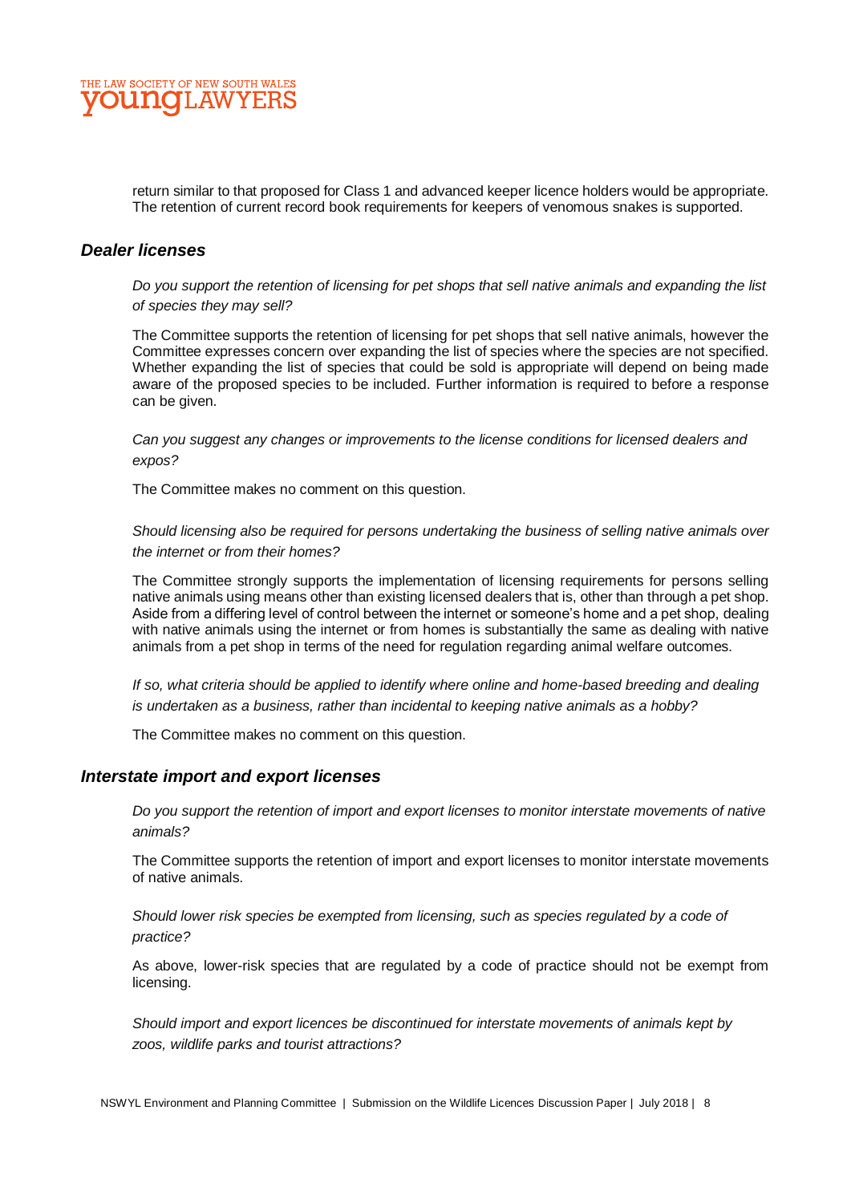return similar to that proposed for Class 1 and advanced keeper licence holders would be appropriate. The retention of current record book requirements for keepers of venomous snakes is supported.

### *Dealer licenses*

*Do you support the retention of licensing for pet shops that sell native animals and expanding the list of species they may sell?*

The Committee supports the retention of licensing for pet shops that sell native animals, however the Committee expresses concern over expanding the list of species where the species are not specified. Whether expanding the list of species that could be sold is appropriate will depend on being made aware of the proposed species to be included. Further information is required to before a response can be given.

*Can you suggest any changes or improvements to the license conditions for licensed dealers and expos?*

The Committee makes no comment on this question.

*Should licensing also be required for persons undertaking the business of selling native animals over the internet or from their homes?*

The Committee strongly supports the implementation of licensing requirements for persons selling native animals using means other than existing licensed dealers that is, other than through a pet shop. Aside from a differing level of control between the internet or someone's home and a pet shop, dealing with native animals using the internet or from homes is substantially the same as dealing with native animals from a pet shop in terms of the need for regulation regarding animal welfare outcomes.

*If so, what criteria should be applied to identify where online and home-based breeding and dealing is undertaken as a business, rather than incidental to keeping native animals as a hobby?*

The Committee makes no comment on this question.

### *Interstate import and export licenses*

*Do you support the retention of import and export licenses to monitor interstate movements of native animals?*

The Committee supports the retention of import and export licenses to monitor interstate movements of native animals.

*Should lower risk species be exempted from licensing, such as species regulated by a code of practice?*

As above, lower-risk species that are regulated by a code of practice should not be exempt from licensing.

*Should import and export licences be discontinued for interstate movements of animals kept by zoos, wildlife parks and tourist attractions?*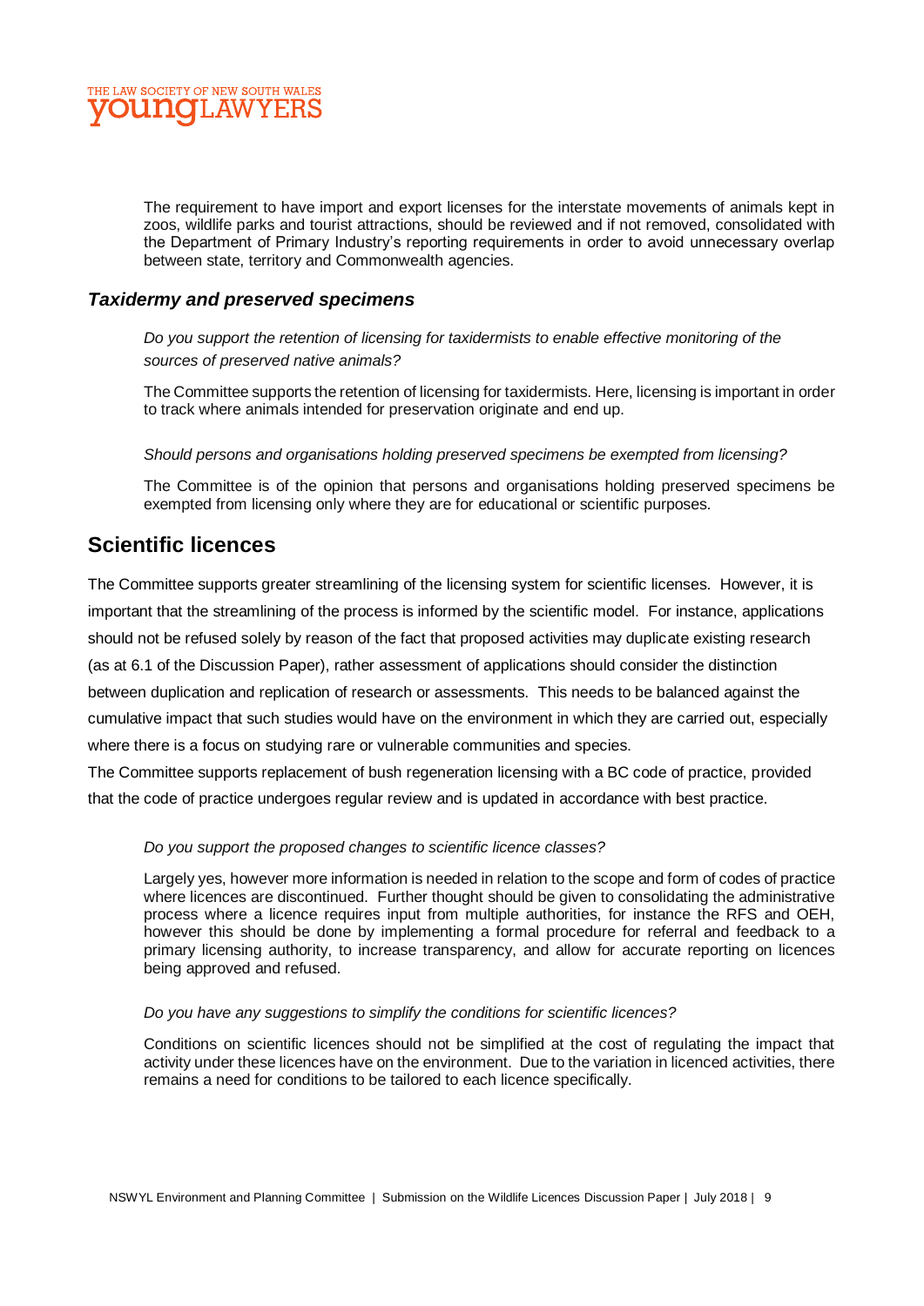The requirement to have import and export licenses for the interstate movements of animals kept in zoos, wildlife parks and tourist attractions, should be reviewed and if not removed, consolidated with the Department of Primary Industry's reporting requirements in order to avoid unnecessary overlap between state, territory and Commonwealth agencies.

### *Taxidermy and preserved specimens*

*Do you support the retention of licensing for taxidermists to enable effective monitoring of the sources of preserved native animals?*

The Committee supports the retention of licensing for taxidermists. Here, licensing is important in order to track where animals intended for preservation originate and end up.

*Should persons and organisations holding preserved specimens be exempted from licensing?*

The Committee is of the opinion that persons and organisations holding preserved specimens be exempted from licensing only where they are for educational or scientific purposes.

## Scientific licences

The Committee supports greater streamlining of the licensing system for scientific licenses. However, it is important that the streamlining of the process is informed by the scientific model. For instance, applications should not be refused solely by reason of the fact that proposed activities may duplicate existing research (as at 6.1 of the Discussion Paper), rather assessment of applications should consider the distinction between duplication and replication of research or assessments. This needs to be balanced against the cumulative impact that such studies would have on the environment in which they are carried out, especially where there is a focus on studying rare or vulnerable communities and species.

The Committee supports replacement of bush regeneration licensing with a BC code of practice, provided that the code of practice undergoes regular review and is updated in accordance with best practice.

*Do you support the proposed changes to scientific licence classes?*

Largely yes, however more information is needed in relation to the scope and form of codes of practice where licences are discontinued. Further thought should be given to consolidating the administrative process where a licence requires input from multiple authorities, for instance the RFS and OEH, however this should be done by implementing a formal procedure for referral and feedback to a primary licensing authority, to increase transparency, and allow for accurate reporting on licences being approved and refused.

*Do you have any suggestions to simplify the conditions for scientific licences?*

Conditions on scientific licences should not be simplified at the cost of regulating the impact that activity under these licences have on the environment. Due to the variation in licenced activities, there remains a need for conditions to be tailored to each licence specifically.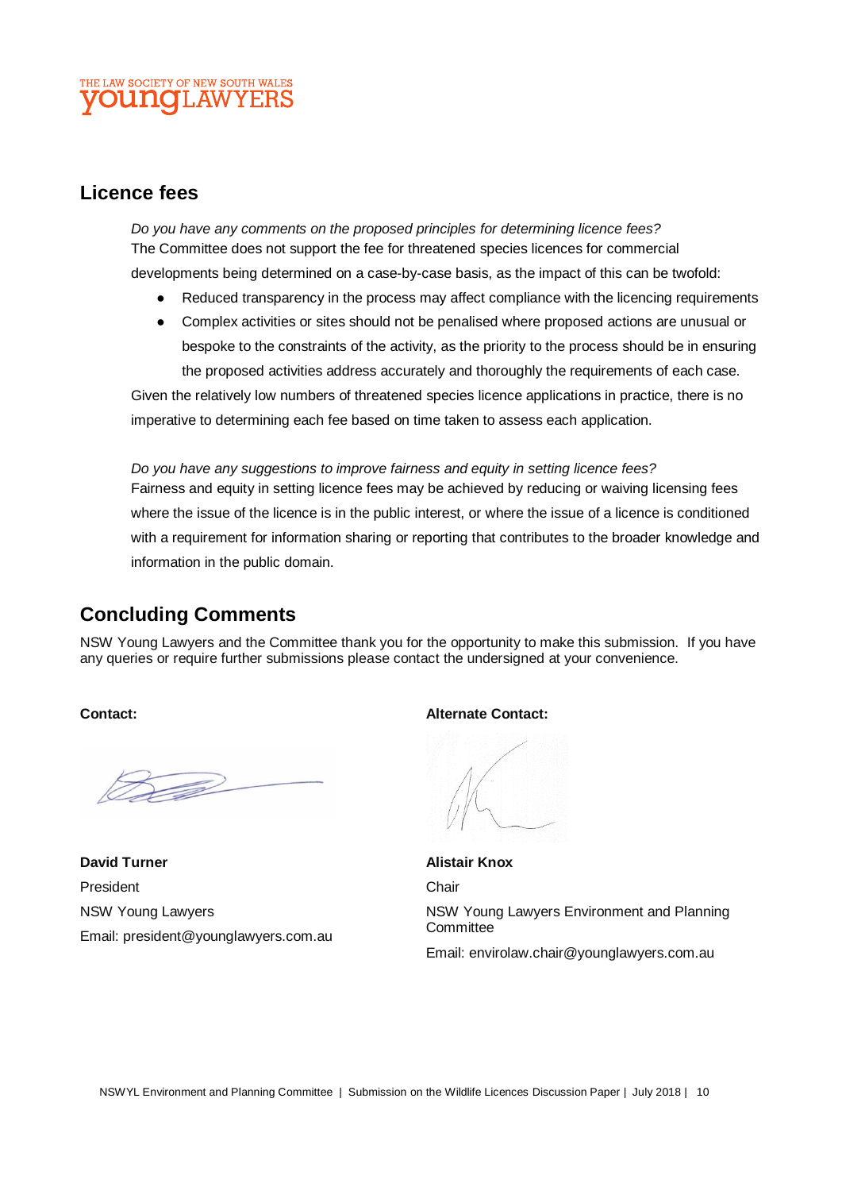## Licence fees

*Do you have any comments on the proposed principles for determining licence fees?*
The Committee does not support the fee for threatened species licences for commercial developments being determined on a case-by-case basis, as the impact of this can be twofold:

- Reduced transparency in the process may affect compliance with the licencing requirements
- Complex activities or sites should not be penalised where proposed actions are unusual or bespoke to the constraints of the activity, as the priority to the process should be in ensuring the proposed activities address accurately and thoroughly the requirements of each case.

Given the relatively low numbers of threatened species licence applications in practice, there is no imperative to determining each fee based on time taken to assess each application.

*Do you have any suggestions to improve fairness and equity in setting licence fees?*
Fairness and equity in setting licence fees may be achieved by reducing or waiving licensing fees where the issue of the licence is in the public interest, or where the issue of a licence is conditioned with a requirement for information sharing or reporting that contributes to the broader knowledge and information in the public domain.

## Concluding Comments

NSW Young Lawyers and the Committee thank you for the opportunity to make this submission. If you have any queries or require further submissions please contact the undersigned at your convenience.

**Contact:**

**David Turner**
President
NSW Young Lawyers
Email: president@younglawyers.com.au

**Alternate Contact:**

**Alistair Knox**
Chair
NSW Young Lawyers Environment and Planning Committee
Email: envirolaw.chair@younglawyers.com.au